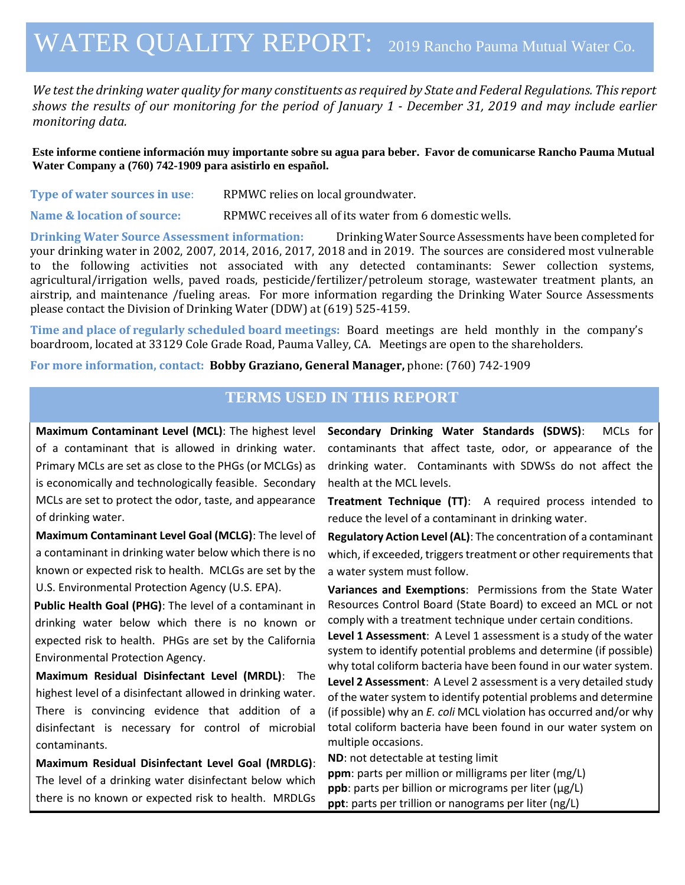# WATER QUALITY REPORT: 2019 Rancho Pauma Mutual Water Co.

*We test the drinking water quality for many constituents as required by State and Federal Regulations. This report shows the results of our monitoring for the period of January 1 - December 31, 2019 and may include earlier monitoring data.*

**Este informe contiene información muy importante sobre su agua para beber. Favor de comunicarse Rancho Pauma Mutual Water Company a (760) 742-1909 para asistirlo en español.**

**Type of water sources in use**: RPMWC relies on local groundwater.

**Name & location of source:** RPMWC receives all of its water from 6 domestic wells.

**Drinking Water Source Assessment information:** Drinking Water Source Assessments have been completed for your drinking water in 2002, 2007, 2014, 2016, 2017, 2018 and in 2019. The sources are considered most vulnerable to the following activities not associated with any detected contaminants: Sewer collection systems, agricultural/irrigation wells, paved roads, pesticide/fertilizer/petroleum storage, wastewater treatment plants, an airstrip, and maintenance /fueling areas. For more information regarding the Drinking Water Source Assessments please contact the Division of Drinking Water (DDW) at (619) 525-4159.

**Time and place of regularly scheduled board meetings:** Board meetings are held monthly in the company's boardroom, located at 33129 Cole Grade Road, Pauma Valley, CA. Meetings are open to the shareholders.

**For more information, contact:** **Bobby Graziano, General Manager,** phone: (760) 742-1909

## TERMS USED IN THIS REPORT

**Maximum Contaminant Level (MCL)**: The highest level of a contaminant that is allowed in drinking water. Primary MCLs are set as close to the PHGs (or MCLGs) as is economically and technologically feasible. Secondary MCLs are set to protect the odor, taste, and appearance of drinking water.

**Maximum Contaminant Level Goal (MCLG)**: The level of a contaminant in drinking water below which there is no known or expected risk to health. MCLGs are set by the U.S. Environmental Protection Agency (U.S. EPA).

**Public Health Goal (PHG)**: The level of a contaminant in drinking water below which there is no known or expected risk to health. PHGs are set by the California Environmental Protection Agency.

**Maximum Residual Disinfectant Level (MRDL)**: The highest level of a disinfectant allowed in drinking water. There is convincing evidence that addition of a disinfectant is necessary for control of microbial contaminants.

**Maximum Residual Disinfectant Level Goal (MRDLG)**: The level of a drinking water disinfectant below which there is no known or expected risk to health. MRDLGs

**Secondary Drinking Water Standards (SDWS)**: MCLs for contaminants that affect taste, odor, or appearance of the drinking water. Contaminants with SDWSs do not affect the health at the MCL levels.

**Treatment Technique (TT)**: A required process intended to reduce the level of a contaminant in drinking water.

**Regulatory Action Level (AL)**: The concentration of a contaminant which, if exceeded, triggers treatment or other requirements that a water system must follow.

**Variances and Exemptions**: Permissions from the State Water Resources Control Board (State Board) to exceed an MCL or not comply with a treatment technique under certain conditions.

**Level 1 Assessment**: A Level 1 assessment is a study of the water system to identify potential problems and determine (if possible) why total coliform bacteria have been found in our water system.

**Level 2 Assessment**: A Level 2 assessment is a very detailed study of the water system to identify potential problems and determine (if possible) why an *E. coli* MCL violation has occurred and/or why total coliform bacteria have been found in our water system on multiple occasions.

**ND**: not detectable at testing limit

**ppm**: parts per million or milligrams per liter (mg/L)

**ppb**: parts per billion or micrograms per liter (µg/L)

**ppt**: parts per trillion or nanograms per liter (ng/L)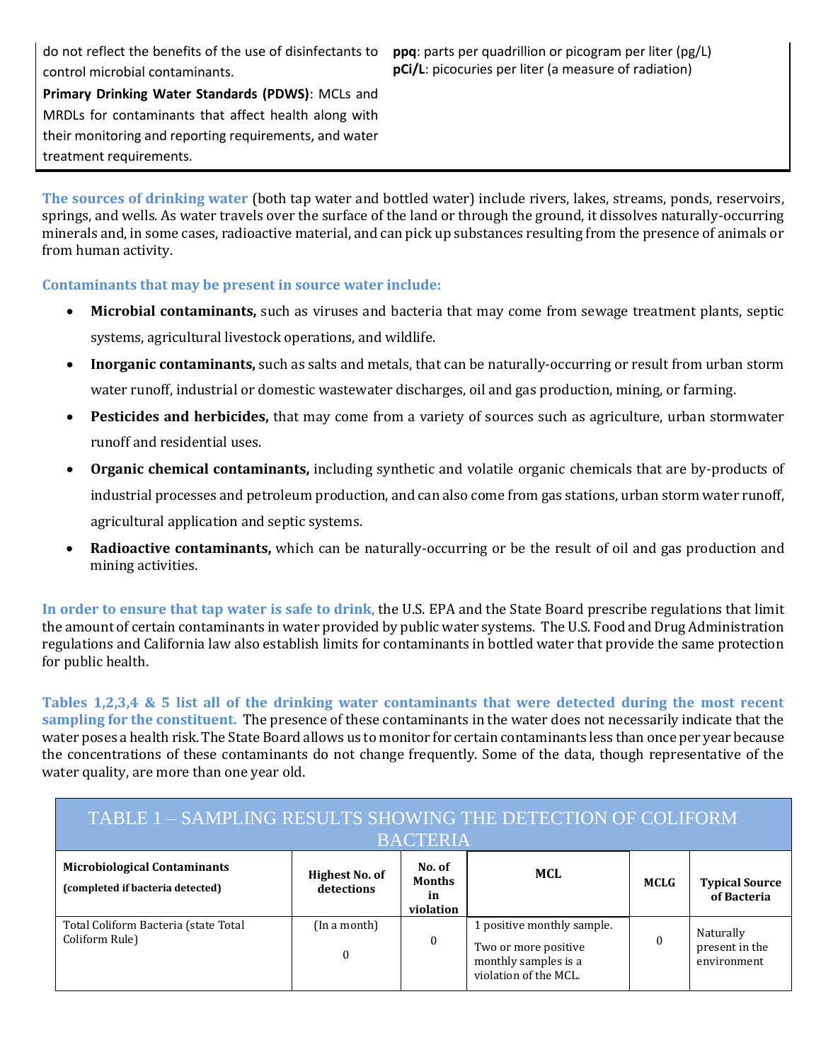do not reflect the benefits of the use of disinfectants to control microbial contaminants.

**Primary Drinking Water Standards (PDWS)**: MCLs and MRDLs for contaminants that affect health along with their monitoring and reporting requirements, and water treatment requirements.

**ppq**: parts per quadrillion or picogram per liter (pg/L)

**pCi/L**: picocuries per liter (a measure of radiation)

**The sources of drinking water** (both tap water and bottled water) include rivers, lakes, streams, ponds, reservoirs, springs, and wells. As water travels over the surface of the land or through the ground, it dissolves naturally-occurring minerals and, in some cases, radioactive material, and can pick up substances resulting from the presence of animals or from human activity.

**Contaminants that may be present in source water include:**

- **Microbial contaminants,** such as viruses and bacteria that may come from sewage treatment plants, septic systems, agricultural livestock operations, and wildlife.
- **Inorganic contaminants,** such as salts and metals, that can be naturally-occurring or result from urban storm water runoff, industrial or domestic wastewater discharges, oil and gas production, mining, or farming.
- **Pesticides and herbicides,** that may come from a variety of sources such as agriculture, urban stormwater runoff and residential uses.
- **Organic chemical contaminants,** including synthetic and volatile organic chemicals that are by-products of industrial processes and petroleum production, and can also come from gas stations, urban storm water runoff, agricultural application and septic systems.
- **Radioactive contaminants,** which can be naturally-occurring or be the result of oil and gas production and mining activities.

**In order to ensure that tap water is safe to drink**, the U.S. EPA and the State Board prescribe regulations that limit the amount of certain contaminants in water provided by public water systems. The U.S. Food and Drug Administration regulations and California law also establish limits for contaminants in bottled water that provide the same protection for public health.

**Tables 1,2,3,4 & 5 list all of the drinking water contaminants that were detected during the most recent sampling for the constituent.** The presence of these contaminants in the water does not necessarily indicate that the water poses a health risk. The State Board allows us to monitor for certain contaminants less than once per year because the concentrations of these contaminants do not change frequently. Some of the data, though representative of the water quality, are more than one year old.

| TABLE 1 – SAMPLING RESULTS SHOWING THE DETECTION OF COLIFORM BACTERIA | | | | | |
|---|---|---|---|---|---|
| **Microbiological Contaminants (completed if bacteria detected)** | **Highest No. of detections** | **No. of Months in violation** | **MCL** | **MCLG** | **Typical Source of Bacteria** |
| Total Coliform Bacteria (state Total Coliform Rule) | (In a month) 0 | 0 | 1 positive monthly sample. Two or more positive monthly samples is a violation of the MCL. | 0 | Naturally present in the environment |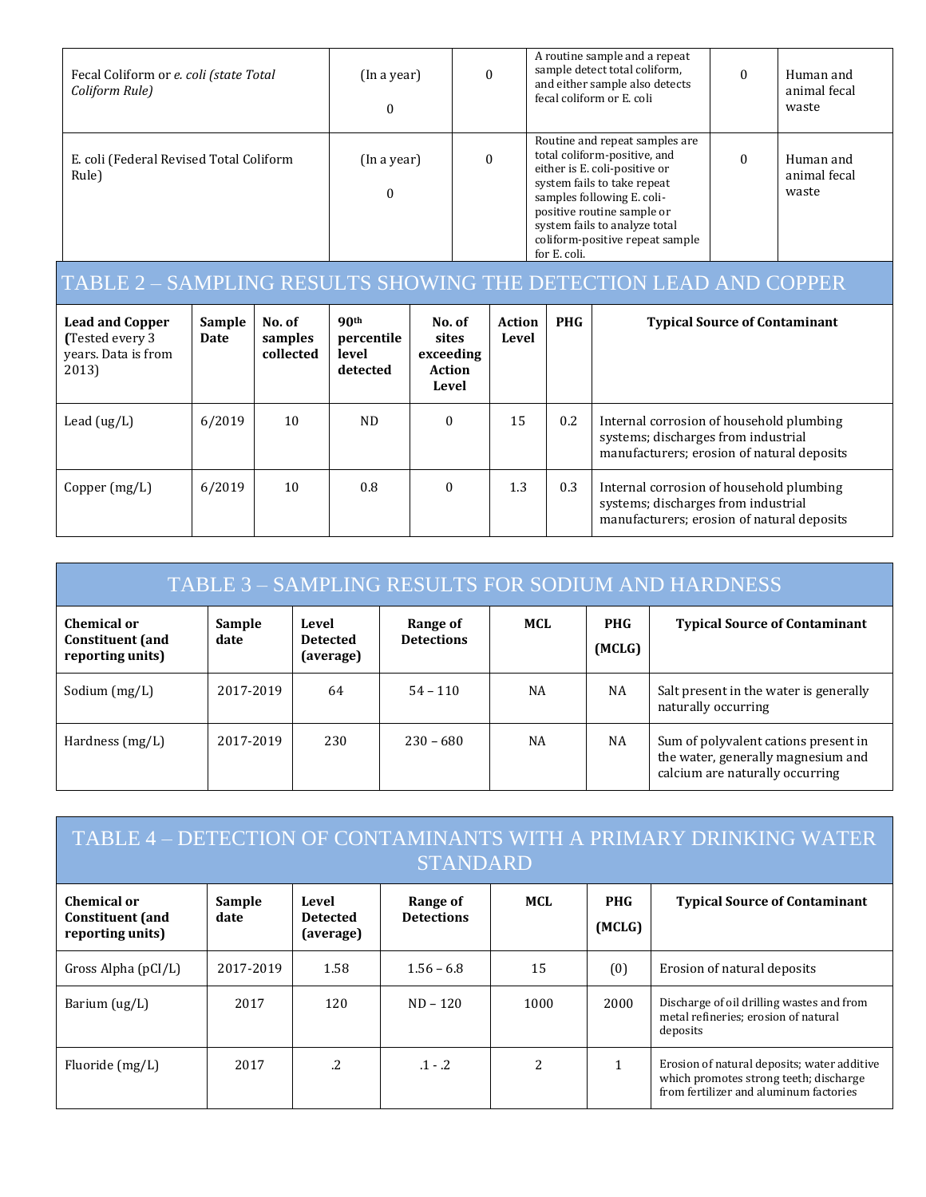| | | | | | |
|---|---|---|---|---|---|
| Fecal Coliform or *e. coli (state Total Coliform Rule)* | (In a year)<br><br>0 | 0 | A routine sample and a repeat sample detect total coliform, and either sample also detects fecal coliform or E. coli | 0 | Human and animal fecal waste |
| E. coli (Federal Revised Total Coliform Rule) | (In a year)<br><br>0 | 0 | Routine and repeat samples are total coliform-positive, and either is E. coli-positive or system fails to take repeat samples following E. coli-positive routine sample or system fails to analyze total coliform-positive repeat sample for E. coli. | 0 | Human and animal fecal waste |

## TABLE 2 – SAMPLING RESULTS SHOWING THE DETECTION LEAD AND COPPER

| **Lead and Copper** (Tested every 3 years. Data is from 2013) | **Sample Date** | **No. of samples collected** | **90th percentile level detected** | **No. of sites exceeding Action Level** | **Action Level** | **PHG** | **Typical Source of Contaminant** |
|---|---|---|---|---|---|---|---|
| Lead (ug/L) | 6/2019 | 10 | ND | 0 | 15 | 0.2 | Internal corrosion of household plumbing systems; discharges from industrial manufacturers; erosion of natural deposits |
| Copper (mg/L) | 6/2019 | 10 | 0.8 | 0 | 1.3 | 0.3 | Internal corrosion of household plumbing systems; discharges from industrial manufacturers; erosion of natural deposits |

## TABLE 3 – SAMPLING RESULTS FOR SODIUM AND HARDNESS

| **Chemical or Constituent (and reporting units)** | **Sample date** | **Level Detected (average)** | **Range of Detections** | **MCL** | **PHG (MCLG)** | **Typical Source of Contaminant** |
|---|---|---|---|---|---|---|
| Sodium (mg/L) | 2017-2019 | 64 | 54 – 110 | NA | NA | Salt present in the water is generally naturally occurring |
| Hardness (mg/L) | 2017-2019 | 230 | 230 – 680 | NA | NA | Sum of polyvalent cations present in the water, generally magnesium and calcium are naturally occurring |

## TABLE 4 – DETECTION OF CONTAMINANTS WITH A PRIMARY DRINKING WATER STANDARD

| **Chemical or Constituent (and reporting units)** | **Sample date** | **Level Detected (average)** | **Range of Detections** | **MCL** | **PHG (MCLG)** | **Typical Source of Contaminant** |
|---|---|---|---|---|---|---|
| Gross Alpha (pCI/L) | 2017-2019 | 1.58 | 1.56 – 6.8 | 15 | (0) | Erosion of natural deposits |
| Barium (ug/L) | 2017 | 120 | ND – 120 | 1000 | 2000 | Discharge of oil drilling wastes and from metal refineries; erosion of natural deposits |
| Fluoride (mg/L) | 2017 | .2 | .1 - .2 | 2 | 1 | Erosion of natural deposits; water additive which promotes strong teeth; discharge from fertilizer and aluminum factories |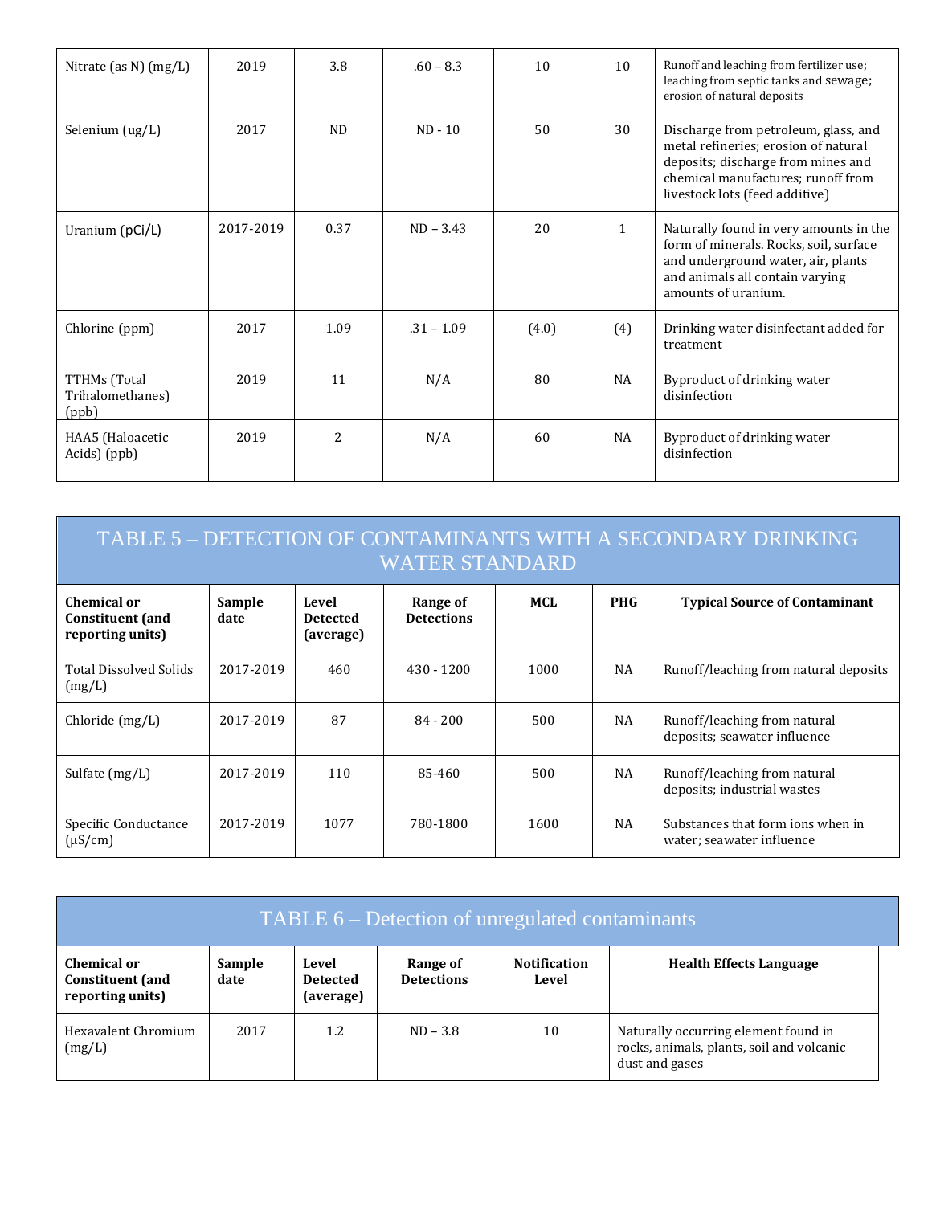| Nitrate (as N) (mg/L) | 2019 | 3.8 | .60 – 8.3 | 10 | 10 | Runoff and leaching from fertilizer use; leaching from septic tanks and sewage; erosion of natural deposits |
|---|---|---|---|---|---|---|
| Selenium (ug/L) | 2017 | ND | ND - 10 | 50 | 30 | Discharge from petroleum, glass, and metal refineries; erosion of natural deposits; discharge from mines and chemical manufactures; runoff from livestock lots (feed additive) |
| Uranium (pCi/L) | 2017-2019 | 0.37 | ND – 3.43 | 20 | 1 | Naturally found in very amounts in the form of minerals. Rocks, soil, surface and underground water, air, plants and animals all contain varying amounts of uranium. |
| Chlorine (ppm) | 2017 | 1.09 | .31 – 1.09 | (4.0) | (4) | Drinking water disinfectant added for treatment |
| TTHMs (Total Trihalomethanes) (ppb) | 2019 | 11 | N/A | 80 | NA | Byproduct of drinking water disinfection |
| HAA5 (Haloacetic Acids) (ppb) | 2019 | 2 | N/A | 60 | NA | Byproduct of drinking water disinfection |

## TABLE 5 – DETECTION OF CONTAMINANTS WITH A SECONDARY DRINKING WATER STANDARD

| Chemical or Constituent (and reporting units) | Sample date | Level Detected (average) | Range of Detections | MCL | PHG | Typical Source of Contaminant |
|---|---|---|---|---|---|---|
| Total Dissolved Solids (mg/L) | 2017-2019 | 460 | 430 - 1200 | 1000 | NA | Runoff/leaching from natural deposits |
| Chloride (mg/L) | 2017-2019 | 87 | 84 - 200 | 500 | NA | Runoff/leaching from natural deposits; seawater influence |
| Sulfate (mg/L) | 2017-2019 | 110 | 85-460 | 500 | NA | Runoff/leaching from natural deposits; industrial wastes |
| Specific Conductance (µS/cm) | 2017-2019 | 1077 | 780-1800 | 1600 | NA | Substances that form ions when in water; seawater influence |

## TABLE 6 – Detection of unregulated contaminants

| Chemical or Constituent (and reporting units) | Sample date | Level Detected (average) | Range of Detections | Notification Level | Health Effects Language |
|---|---|---|---|---|---|
| Hexavalent Chromium (mg/L) | 2017 | 1.2 | ND – 3.8 | 10 | Naturally occurring element found in rocks, animals, plants, soil and volcanic dust and gases |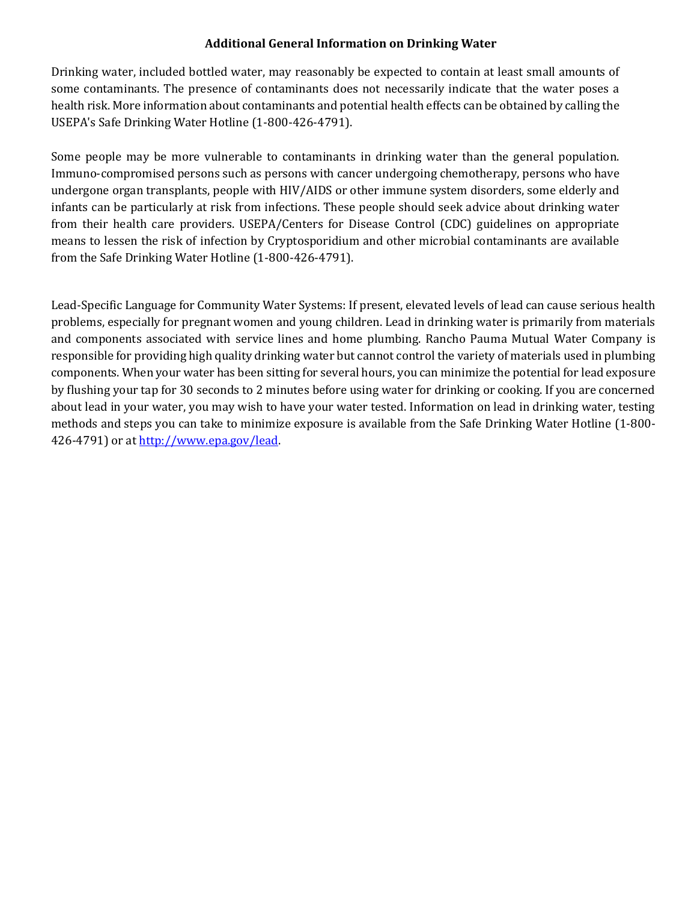### Additional General Information on Drinking Water

Drinking water, included bottled water, may reasonably be expected to contain at least small amounts of some contaminants. The presence of contaminants does not necessarily indicate that the water poses a health risk. More information about contaminants and potential health effects can be obtained by calling the USEPA's Safe Drinking Water Hotline (1-800-426-4791).

Some people may be more vulnerable to contaminants in drinking water than the general population. Immuno-compromised persons such as persons with cancer undergoing chemotherapy, persons who have undergone organ transplants, people with HIV/AIDS or other immune system disorders, some elderly and infants can be particularly at risk from infections. These people should seek advice about drinking water from their health care providers. USEPA/Centers for Disease Control (CDC) guidelines on appropriate means to lessen the risk of infection by Cryptosporidium and other microbial contaminants are available from the Safe Drinking Water Hotline (1-800-426-4791).

Lead-Specific Language for Community Water Systems: If present, elevated levels of lead can cause serious health problems, especially for pregnant women and young children. Lead in drinking water is primarily from materials and components associated with service lines and home plumbing. Rancho Pauma Mutual Water Company is responsible for providing high quality drinking water but cannot control the variety of materials used in plumbing components. When your water has been sitting for several hours, you can minimize the potential for lead exposure by flushing your tap for 30 seconds to 2 minutes before using water for drinking or cooking. If you are concerned about lead in your water, you may wish to have your water tested. Information on lead in drinking water, testing methods and steps you can take to minimize exposure is available from the Safe Drinking Water Hotline (1-800-426-4791) or at [http://www.epa.gov/lead](http://www.epa.gov/lead).